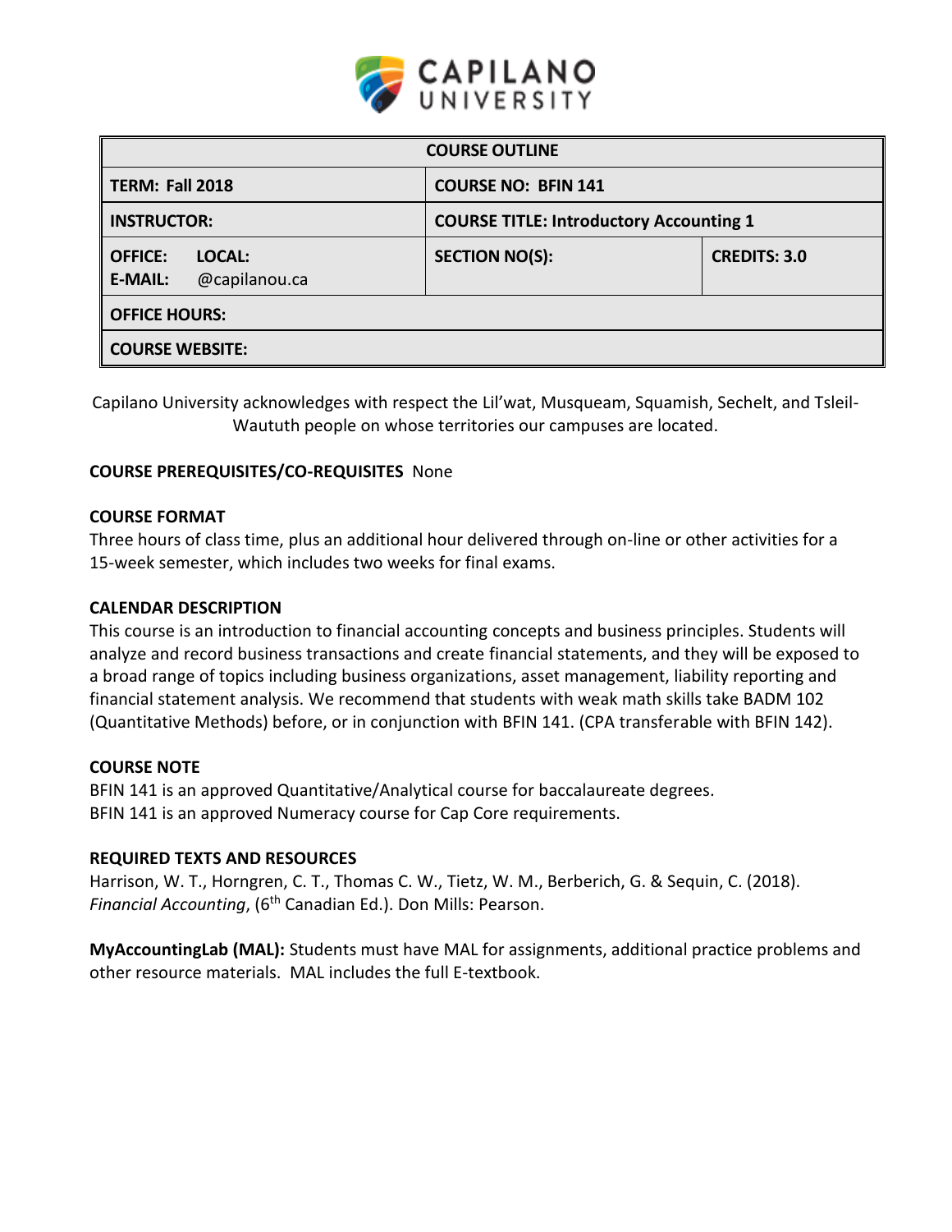| COURSE OUTLINE | | |
|---|---|---|
| **TERM: Fall 2018** | **COURSE NO: BFIN 141** | |
| **INSTRUCTOR:** | **COURSE TITLE: Introductory Accounting 1** | |
| **OFFICE: LOCAL:**<br>**E-MAIL:** @capilanou.ca | **SECTION NO(S):** | **CREDITS: 3.0** |
| **OFFICE HOURS:** | | |
| **COURSE WEBSITE:** | | |

Capilano University acknowledges with respect the Lil'wat, Musqueam, Squamish, Sechelt, and Tsleil-Waututh people on whose territories our campuses are located.

**COURSE PREREQUISITES/CO-REQUISITES** None

**COURSE FORMAT**

Three hours of class time, plus an additional hour delivered through on-line or other activities for a 15-week semester, which includes two weeks for final exams.

**CALENDAR DESCRIPTION**

This course is an introduction to financial accounting concepts and business principles. Students will analyze and record business transactions and create financial statements, and they will be exposed to a broad range of topics including business organizations, asset management, liability reporting and financial statement analysis. We recommend that students with weak math skills take BADM 102 (Quantitative Methods) before, or in conjunction with BFIN 141. (CPA transferable with BFIN 142).

**COURSE NOTE**

BFIN 141 is an approved Quantitative/Analytical course for baccalaureate degrees.
BFIN 141 is an approved Numeracy course for Cap Core requirements.

**REQUIRED TEXTS AND RESOURCES**

Harrison, W. T., Horngren, C. T., Thomas C. W., Tietz, W. M., Berberich, G. & Sequin, C. (2018). *Financial Accounting*, (6th Canadian Ed.). Don Mills: Pearson.

**MyAccountingLab (MAL):** Students must have MAL for assignments, additional practice problems and other resource materials. MAL includes the full E-textbook.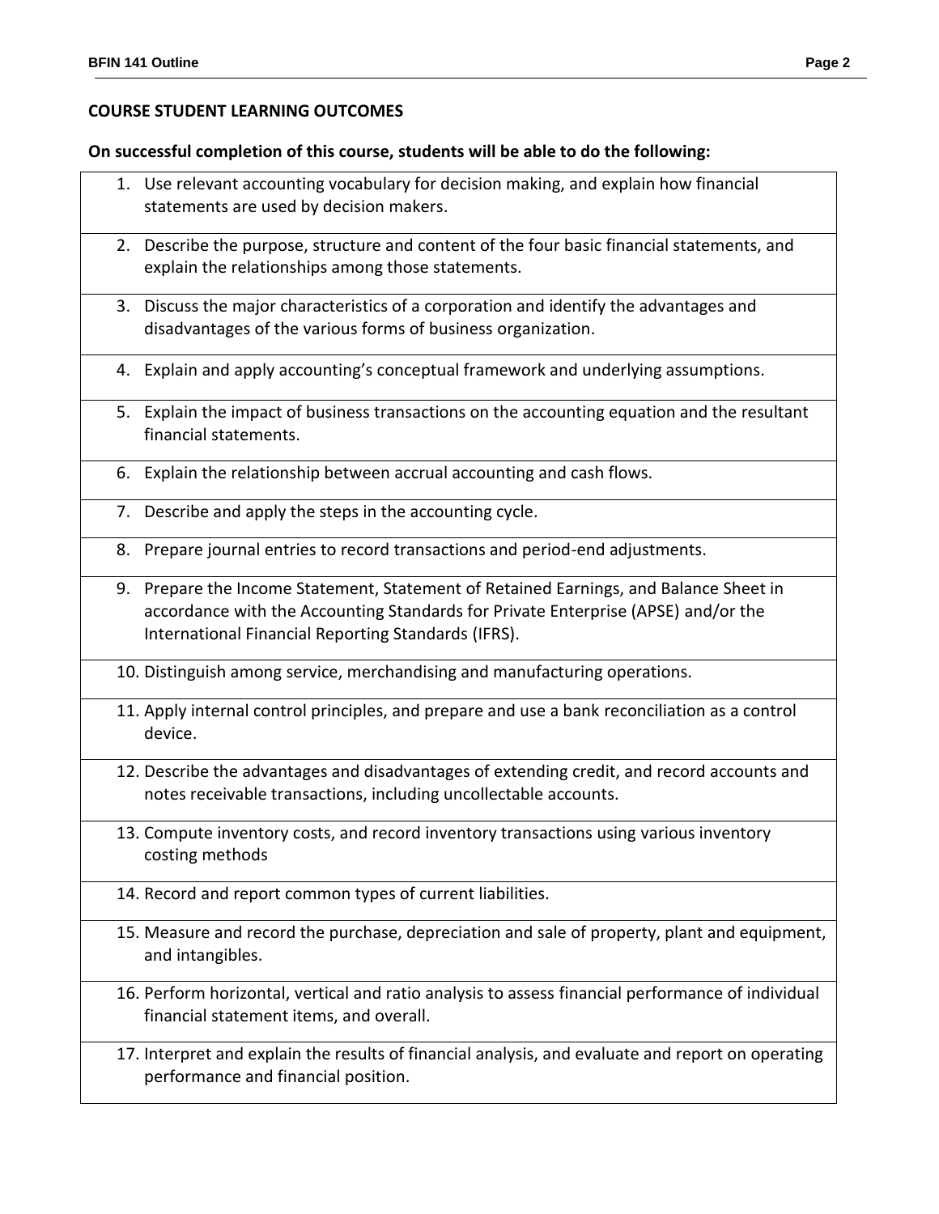## COURSE STUDENT LEARNING OUTCOMES

**On successful completion of this course, students will be able to do the following:**

1. Use relevant accounting vocabulary for decision making, and explain how financial statements are used by decision makers.
2. Describe the purpose, structure and content of the four basic financial statements, and explain the relationships among those statements.
3. Discuss the major characteristics of a corporation and identify the advantages and disadvantages of the various forms of business organization.
4. Explain and apply accounting's conceptual framework and underlying assumptions.
5. Explain the impact of business transactions on the accounting equation and the resultant financial statements.
6. Explain the relationship between accrual accounting and cash flows.
7. Describe and apply the steps in the accounting cycle.
8. Prepare journal entries to record transactions and period-end adjustments.
9. Prepare the Income Statement, Statement of Retained Earnings, and Balance Sheet in accordance with the Accounting Standards for Private Enterprise (APSE) and/or the International Financial Reporting Standards (IFRS).
10. Distinguish among service, merchandising and manufacturing operations.
11. Apply internal control principles, and prepare and use a bank reconciliation as a control device.
12. Describe the advantages and disadvantages of extending credit, and record accounts and notes receivable transactions, including uncollectable accounts.
13. Compute inventory costs, and record inventory transactions using various inventory costing methods
14. Record and report common types of current liabilities.
15. Measure and record the purchase, depreciation and sale of property, plant and equipment, and intangibles.
16. Perform horizontal, vertical and ratio analysis to assess financial performance of individual financial statement items, and overall.
17. Interpret and explain the results of financial analysis, and evaluate and report on operating performance and financial position.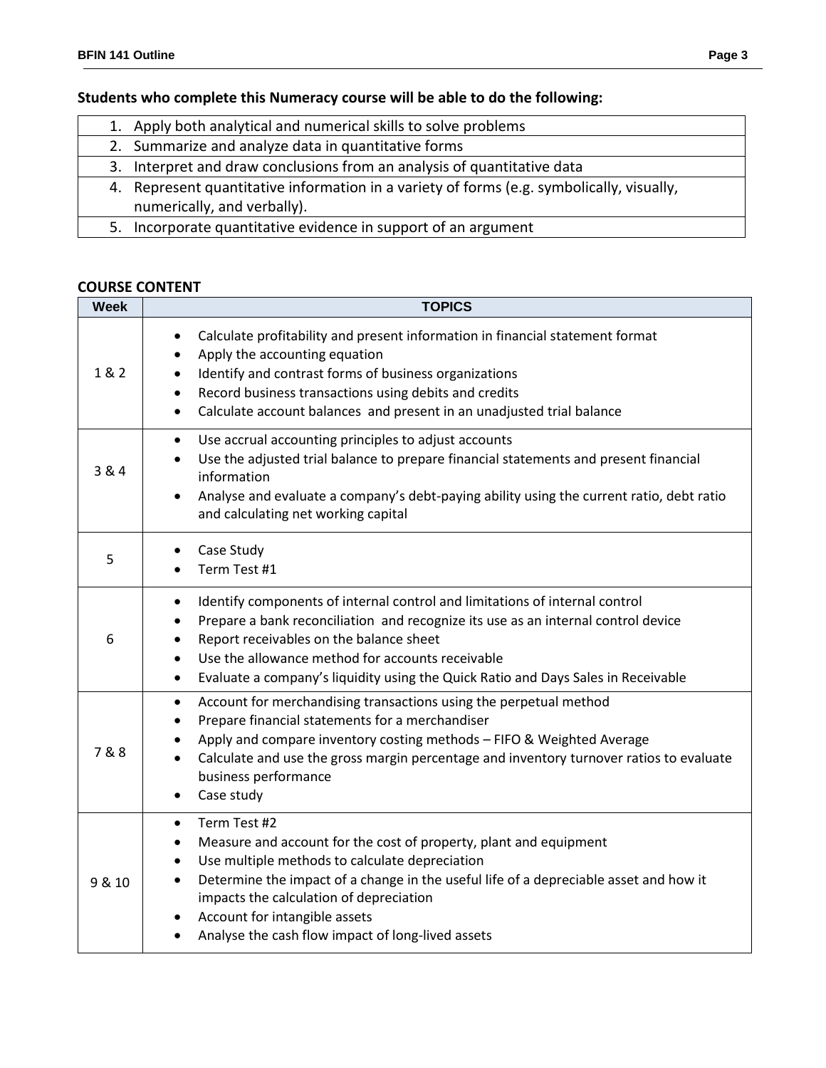**Students who complete this Numeracy course will be able to do the following:**

| |
|---|
| 1. Apply both analytical and numerical skills to solve problems |
| 2. Summarize and analyze data in quantitative forms |
| 3. Interpret and draw conclusions from an analysis of quantitative data |
| 4. Represent quantitative information in a variety of forms (e.g. symbolically, visually, numerically, and verbally). |
| 5. Incorporate quantitative evidence in support of an argument |

**COURSE CONTENT**

| Week | TOPICS |
|---|---|
| 1 & 2 | • Calculate profitability and present information in financial statement format<br>• Apply the accounting equation<br>• Identify and contrast forms of business organizations<br>• Record business transactions using debits and credits<br>• Calculate account balances and present in an unadjusted trial balance |
| 3 & 4 | • Use accrual accounting principles to adjust accounts<br>• Use the adjusted trial balance to prepare financial statements and present financial information<br>• Analyse and evaluate a company's debt-paying ability using the current ratio, debt ratio and calculating net working capital |
| 5 | • Case Study<br>• Term Test #1 |
| 6 | • Identify components of internal control and limitations of internal control<br>• Prepare a bank reconciliation and recognize its use as an internal control device<br>• Report receivables on the balance sheet<br>• Use the allowance method for accounts receivable<br>• Evaluate a company's liquidity using the Quick Ratio and Days Sales in Receivable |
| 7 & 8 | • Account for merchandising transactions using the perpetual method<br>• Prepare financial statements for a merchandiser<br>• Apply and compare inventory costing methods – FIFO & Weighted Average<br>• Calculate and use the gross margin percentage and inventory turnover ratios to evaluate business performance<br>• Case study |
| 9 & 10 | • Term Test #2<br>• Measure and account for the cost of property, plant and equipment<br>• Use multiple methods to calculate depreciation<br>• Determine the impact of a change in the useful life of a depreciable asset and how it impacts the calculation of depreciation<br>• Account for intangible assets<br>• Analyse the cash flow impact of long-lived assets |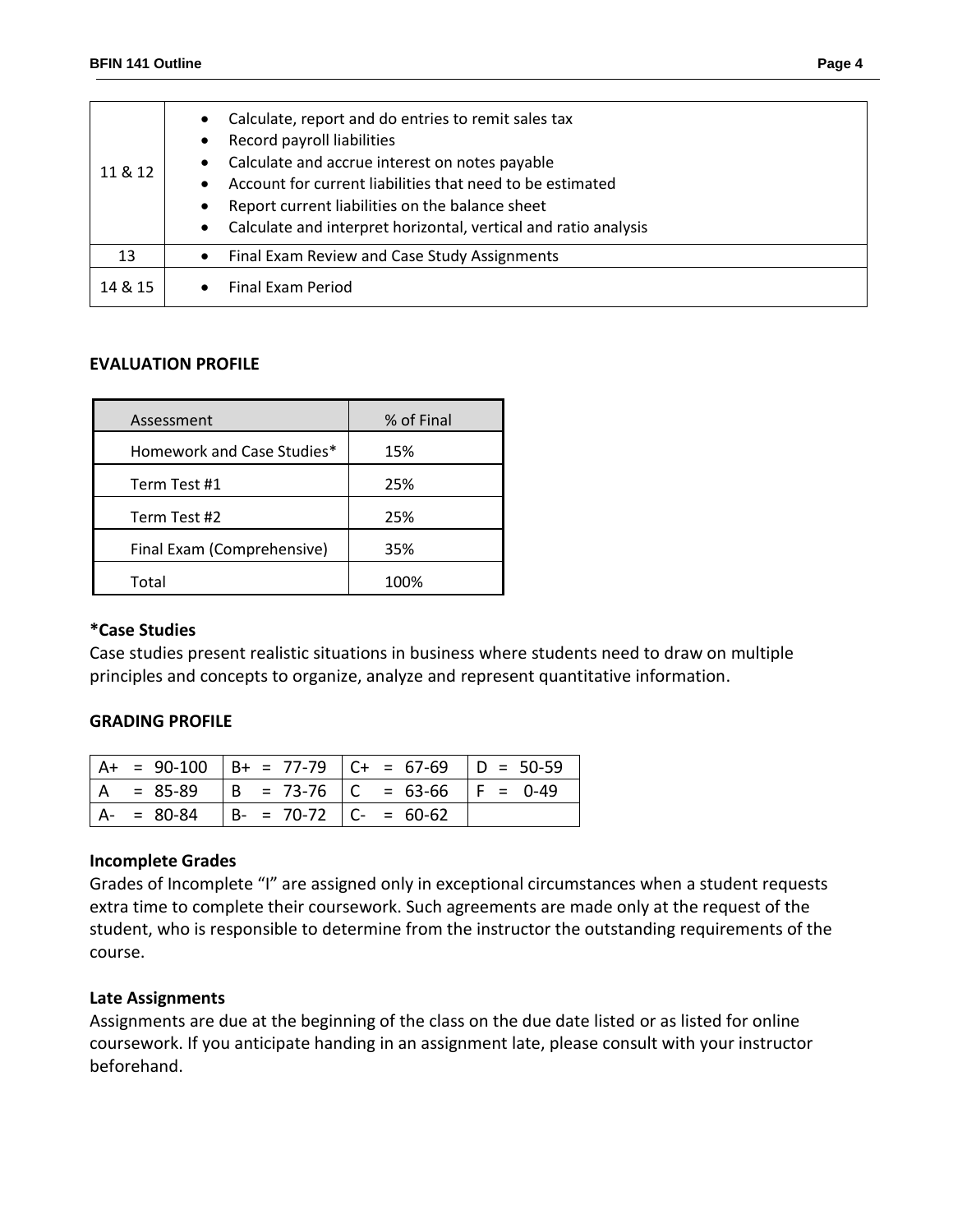| 11 & 12 | • Calculate, report and do entries to remit sales tax<br>• Record payroll liabilities<br>• Calculate and accrue interest on notes payable<br>• Account for current liabilities that need to be estimated<br>• Report current liabilities on the balance sheet<br>• Calculate and interpret horizontal, vertical and ratio analysis |
|---|---|
| 13 | • Final Exam Review and Case Study Assignments |
| 14 & 15 | • Final Exam Period |

## EVALUATION PROFILE

| Assessment | % of Final |
|---|---|
| Homework and Case Studies* | 15% |
| Term Test #1 | 25% |
| Term Test #2 | 25% |
| Final Exam (Comprehensive) | 35% |
| Total | 100% |

### *Case Studies

Case studies present realistic situations in business where students need to draw on multiple principles and concepts to organize, analyze and represent quantitative information.

## GRADING PROFILE

| | | | |
|---|---|---|---|
| A+ = 90-100 | B+ = 77-79 | C+ = 67-69 | D = 50-59 |
| A = 85-89 | B = 73-76 | C = 63-66 | F = 0-49 |
| A- = 80-84 | B- = 70-72 | C- = 60-62 | |

### Incomplete Grades

Grades of Incomplete "I" are assigned only in exceptional circumstances when a student requests extra time to complete their coursework. Such agreements are made only at the request of the student, who is responsible to determine from the instructor the outstanding requirements of the course.

### Late Assignments

Assignments are due at the beginning of the class on the due date listed or as listed for online coursework. If you anticipate handing in an assignment late, please consult with your instructor beforehand.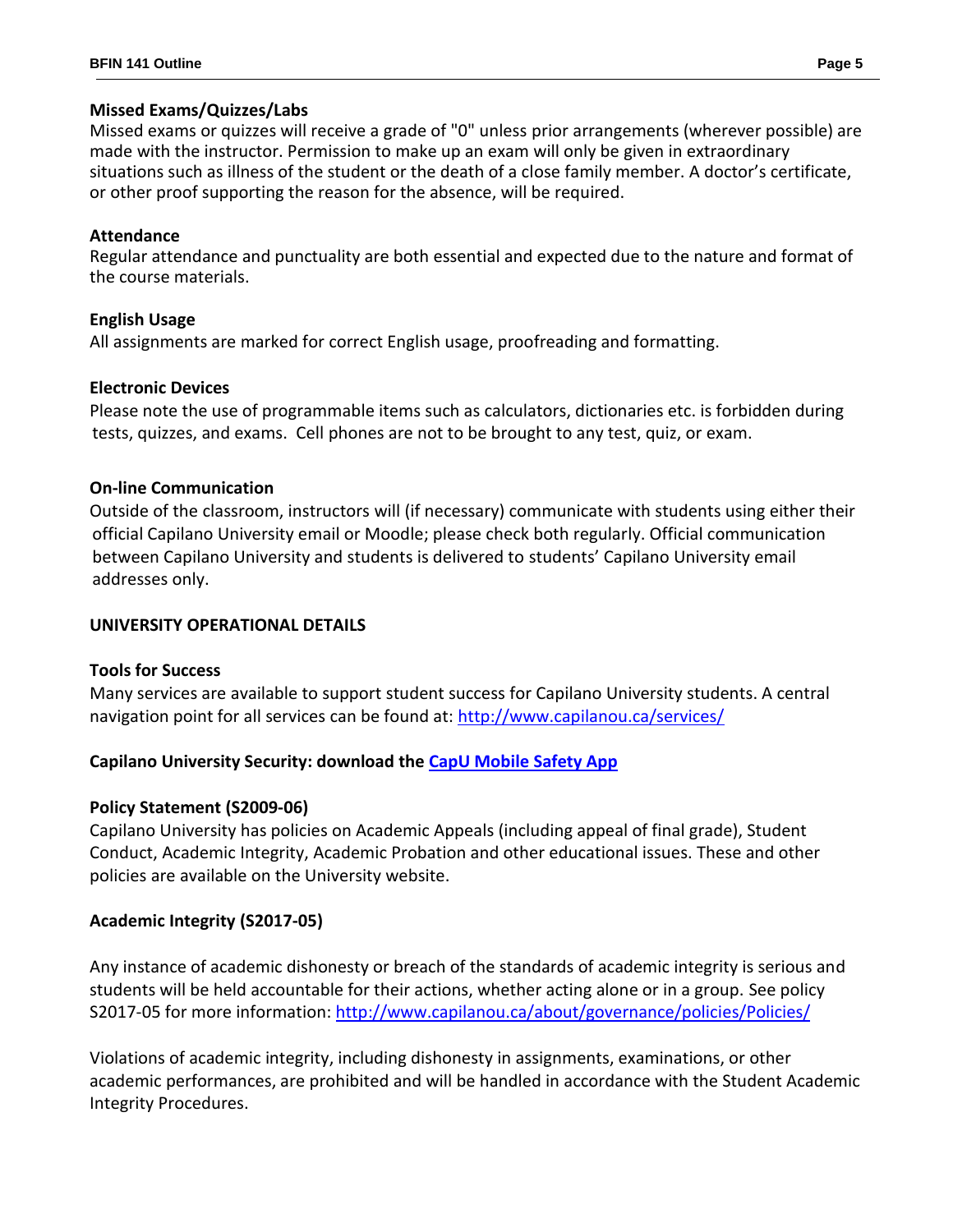### Missed Exams/Quizzes/Labs

Missed exams or quizzes will receive a grade of "0" unless prior arrangements (wherever possible) are made with the instructor. Permission to make up an exam will only be given in extraordinary situations such as illness of the student or the death of a close family member. A doctor's certificate, or other proof supporting the reason for the absence, will be required.

### Attendance

Regular attendance and punctuality are both essential and expected due to the nature and format of the course materials.

### English Usage

All assignments are marked for correct English usage, proofreading and formatting.

### Electronic Devices

Please note the use of programmable items such as calculators, dictionaries etc. is forbidden during tests, quizzes, and exams. Cell phones are not to be brought to any test, quiz, or exam.

### On-line Communication

Outside of the classroom, instructors will (if necessary) communicate with students using either their official Capilano University email or Moodle; please check both regularly. Official communication between Capilano University and students is delivered to students' Capilano University email addresses only.

## UNIVERSITY OPERATIONAL DETAILS

### Tools for Success

Many services are available to support student success for Capilano University students. A central navigation point for all services can be found at: [http://www.capilanou.ca/services/](http://www.capilanou.ca/services/)

### Capilano University Security: download the CapU Mobile Safety App

### Policy Statement (S2009-06)

Capilano University has policies on Academic Appeals (including appeal of final grade), Student Conduct, Academic Integrity, Academic Probation and other educational issues. These and other policies are available on the University website.

### Academic Integrity (S2017-05)

Any instance of academic dishonesty or breach of the standards of academic integrity is serious and students will be held accountable for their actions, whether acting alone or in a group. See policy S2017-05 for more information: [http://www.capilanou.ca/about/governance/policies/Policies/](http://www.capilanou.ca/about/governance/policies/Policies/)

Violations of academic integrity, including dishonesty in assignments, examinations, or other academic performances, are prohibited and will be handled in accordance with the Student Academic Integrity Procedures.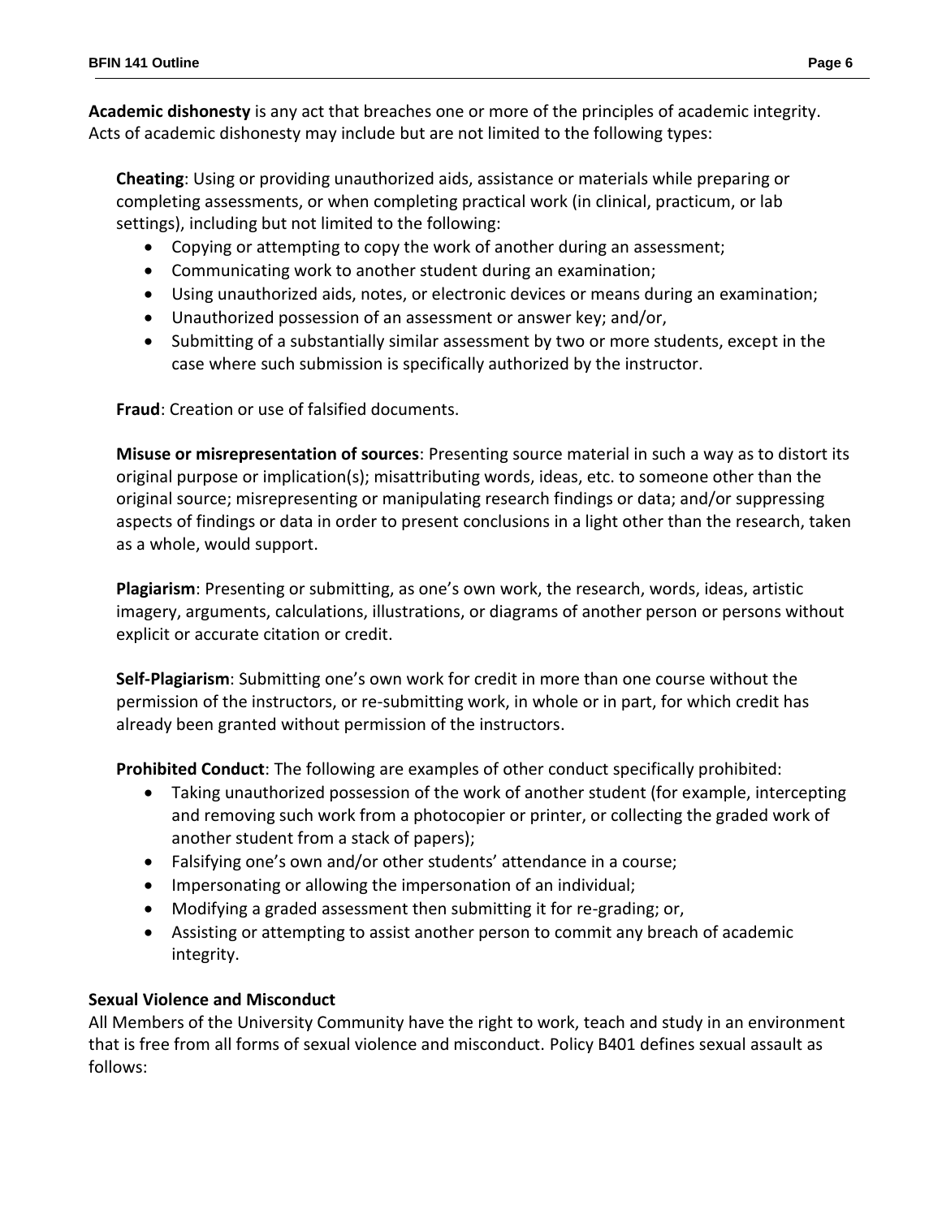**Academic dishonesty** is any act that breaches one or more of the principles of academic integrity. Acts of academic dishonesty may include but are not limited to the following types:

**Cheating**: Using or providing unauthorized aids, assistance or materials while preparing or completing assessments, or when completing practical work (in clinical, practicum, or lab settings), including but not limited to the following:

- Copying or attempting to copy the work of another during an assessment;
- Communicating work to another student during an examination;
- Using unauthorized aids, notes, or electronic devices or means during an examination;
- Unauthorized possession of an assessment or answer key; and/or,
- Submitting of a substantially similar assessment by two or more students, except in the case where such submission is specifically authorized by the instructor.

**Fraud**: Creation or use of falsified documents.

**Misuse or misrepresentation of sources**: Presenting source material in such a way as to distort its original purpose or implication(s); misattributing words, ideas, etc. to someone other than the original source; misrepresenting or manipulating research findings or data; and/or suppressing aspects of findings or data in order to present conclusions in a light other than the research, taken as a whole, would support.

**Plagiarism**: Presenting or submitting, as one's own work, the research, words, ideas, artistic imagery, arguments, calculations, illustrations, or diagrams of another person or persons without explicit or accurate citation or credit.

**Self-Plagiarism**: Submitting one's own work for credit in more than one course without the permission of the instructors, or re-submitting work, in whole or in part, for which credit has already been granted without permission of the instructors.

**Prohibited Conduct**: The following are examples of other conduct specifically prohibited:

- Taking unauthorized possession of the work of another student (for example, intercepting and removing such work from a photocopier or printer, or collecting the graded work of another student from a stack of papers);
- Falsifying one's own and/or other students' attendance in a course;
- Impersonating or allowing the impersonation of an individual;
- Modifying a graded assessment then submitting it for re-grading; or,
- Assisting or attempting to assist another person to commit any breach of academic integrity.

### Sexual Violence and Misconduct

All Members of the University Community have the right to work, teach and study in an environment that is free from all forms of sexual violence and misconduct. Policy B401 defines sexual assault as follows: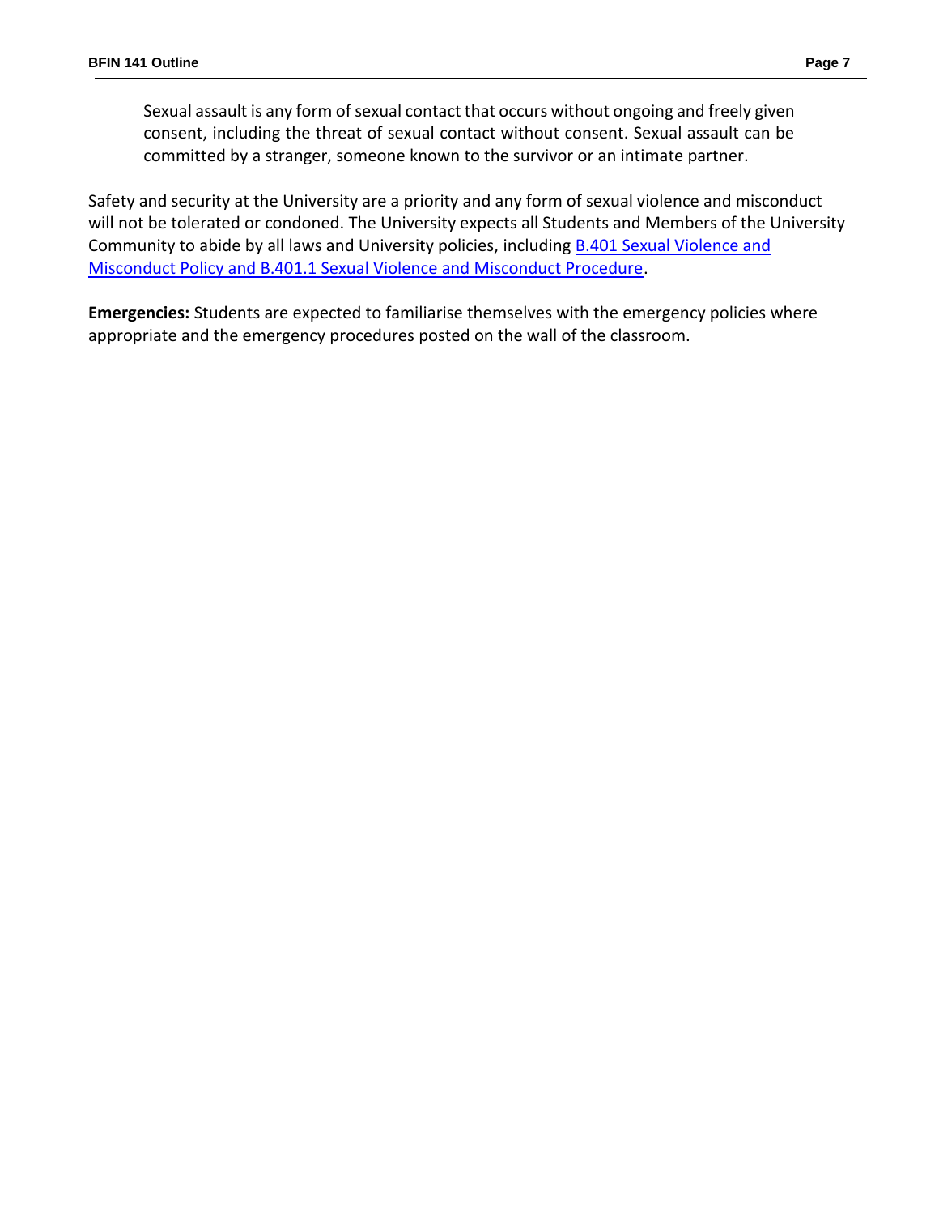> Sexual assault is any form of sexual contact that occurs without ongoing and freely given consent, including the threat of sexual contact without consent. Sexual assault can be committed by a stranger, someone known to the survivor or an intimate partner.

Safety and security at the University are a priority and any form of sexual violence and misconduct will not be tolerated or condoned. The University expects all Students and Members of the University Community to abide by all laws and University policies, including B.401 Sexual Violence and Misconduct Policy and B.401.1 Sexual Violence and Misconduct Procedure.

**Emergencies:** Students are expected to familiarise themselves with the emergency policies where appropriate and the emergency procedures posted on the wall of the classroom.